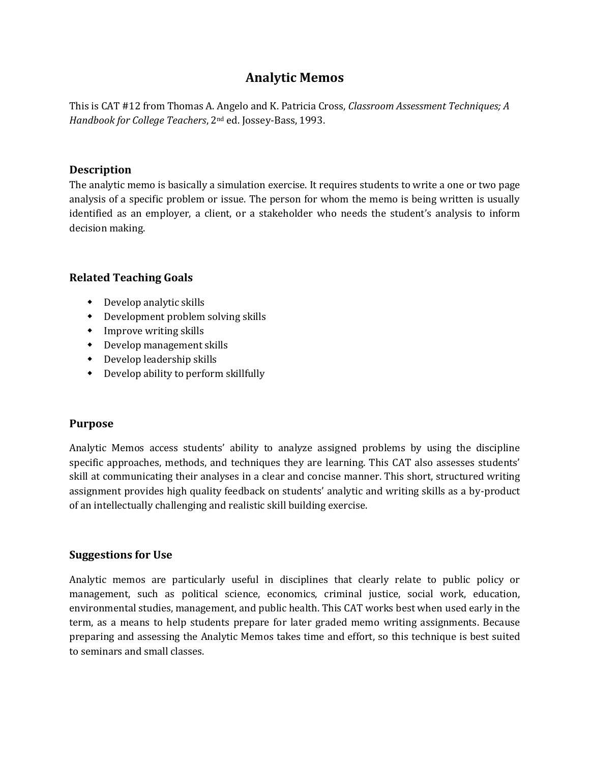# Analytic Memos

This is CAT #12 from Thomas A. Angelo and K. Patricia Cross, *Classroom Assessment Techniques; A Handbook for College Teachers*, 2nd ed. Jossey-Bass, 1993.

## Description

The analytic memo is basically a simulation exercise. It requires students to write a one or two page analysis of a specific problem or issue. The person for whom the memo is being written is usually identified as an employer, a client, or a stakeholder who needs the student's analysis to inform decision making.

## Related Teaching Goals

- Develop analytic skills
- Development problem solving skills
- Improve writing skills
- Develop management skills
- Develop leadership skills
- Develop ability to perform skillfully

## Purpose

Analytic Memos access students' ability to analyze assigned problems by using the discipline specific approaches, methods, and techniques they are learning. This CAT also assesses students' skill at communicating their analyses in a clear and concise manner. This short, structured writing assignment provides high quality feedback on students' analytic and writing skills as a by-product of an intellectually challenging and realistic skill building exercise.

## Suggestions for Use

Analytic memos are particularly useful in disciplines that clearly relate to public policy or management, such as political science, economics, criminal justice, social work, education, environmental studies, management, and public health. This CAT works best when used early in the term, as a means to help students prepare for later graded memo writing assignments. Because preparing and assessing the Analytic Memos takes time and effort, so this technique is best suited to seminars and small classes.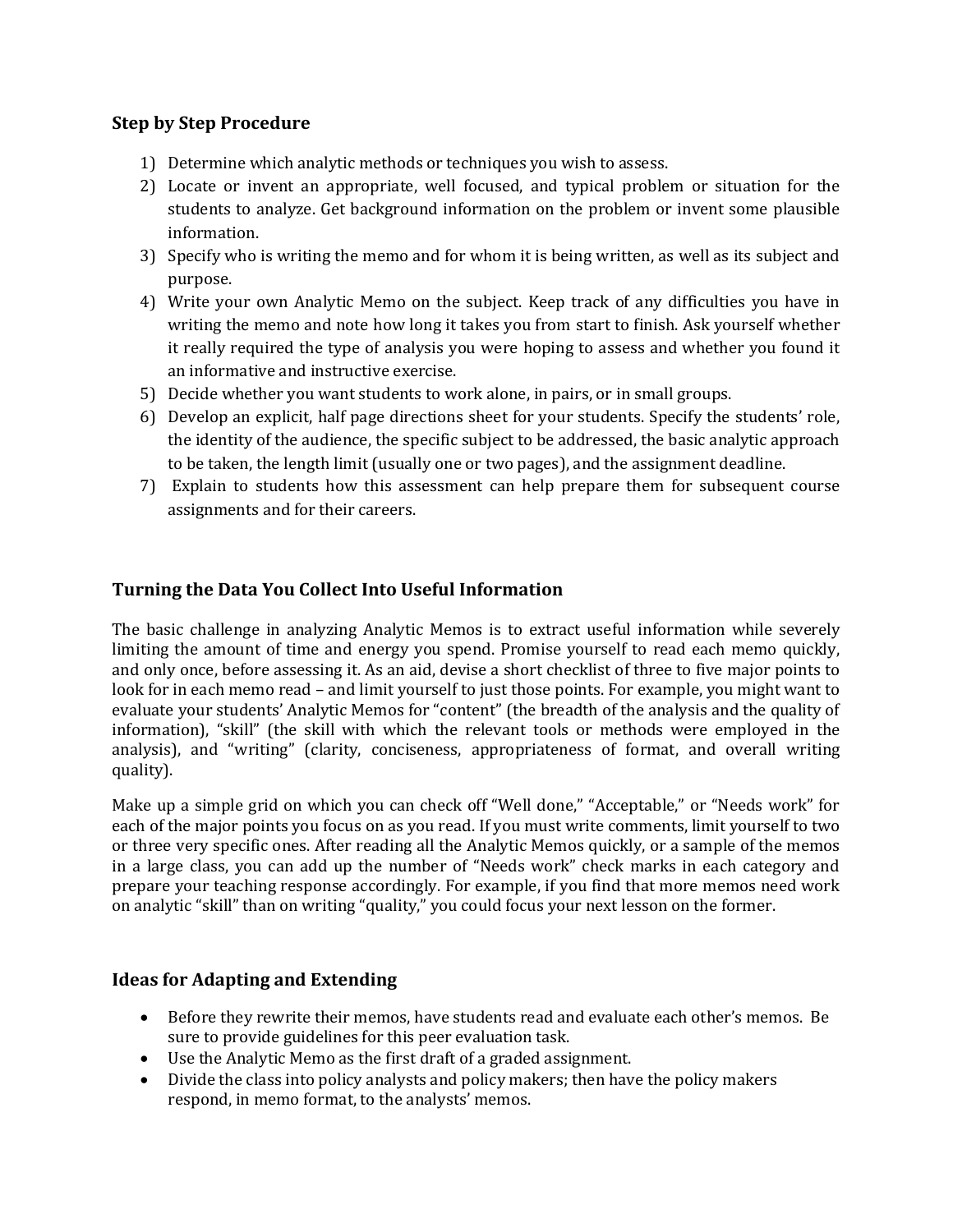### Step by Step Procedure

1) Determine which analytic methods or techniques you wish to assess.
2) Locate or invent an appropriate, well focused, and typical problem or situation for the students to analyze. Get background information on the problem or invent some plausible information.
3) Specify who is writing the memo and for whom it is being written, as well as its subject and purpose.
4) Write your own Analytic Memo on the subject. Keep track of any difficulties you have in writing the memo and note how long it takes you from start to finish. Ask yourself whether it really required the type of analysis you were hoping to assess and whether you found it an informative and instructive exercise.
5) Decide whether you want students to work alone, in pairs, or in small groups.
6) Develop an explicit, half page directions sheet for your students. Specify the students' role, the identity of the audience, the specific subject to be addressed, the basic analytic approach to be taken, the length limit (usually one or two pages), and the assignment deadline.
7) Explain to students how this assessment can help prepare them for subsequent course assignments and for their careers.

### Turning the Data You Collect Into Useful Information

The basic challenge in analyzing Analytic Memos is to extract useful information while severely limiting the amount of time and energy you spend. Promise yourself to read each memo quickly, and only once, before assessing it. As an aid, devise a short checklist of three to five major points to look for in each memo read – and limit yourself to just those points. For example, you might want to evaluate your students' Analytic Memos for "content" (the breadth of the analysis and the quality of information), "skill" (the skill with which the relevant tools or methods were employed in the analysis), and "writing" (clarity, conciseness, appropriateness of format, and overall writing quality).

Make up a simple grid on which you can check off "Well done," "Acceptable," or "Needs work" for each of the major points you focus on as you read. If you must write comments, limit yourself to two or three very specific ones. After reading all the Analytic Memos quickly, or a sample of the memos in a large class, you can add up the number of "Needs work" check marks in each category and prepare your teaching response accordingly. For example, if you find that more memos need work on analytic "skill" than on writing "quality," you could focus your next lesson on the former.

### Ideas for Adapting and Extending

- Before they rewrite their memos, have students read and evaluate each other's memos. Be sure to provide guidelines for this peer evaluation task.
- Use the Analytic Memo as the first draft of a graded assignment.
- Divide the class into policy analysts and policy makers; then have the policy makers respond, in memo format, to the analysts' memos.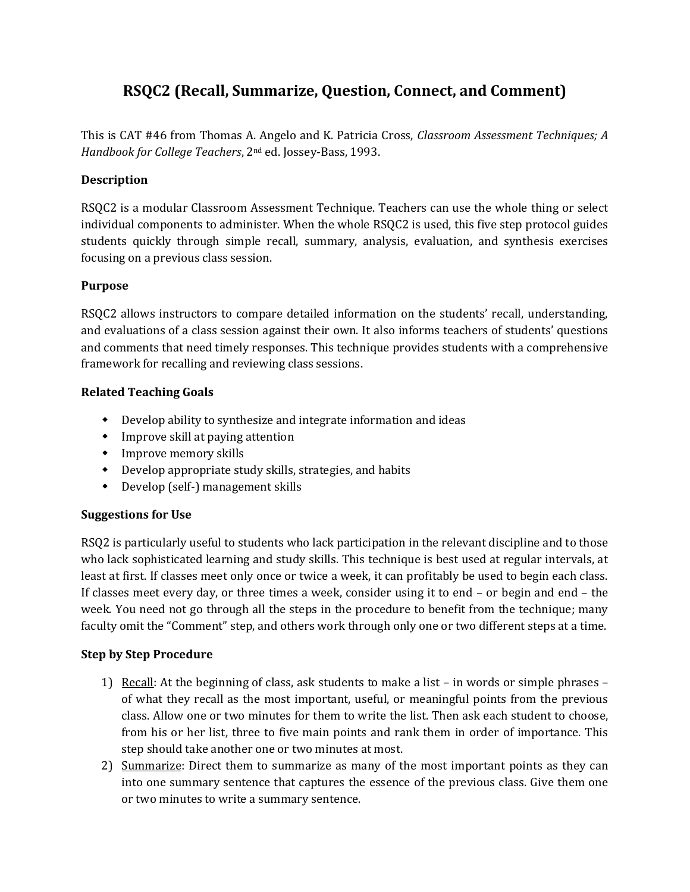# RSQC2 (Recall, Summarize, Question, Connect, and Comment)

This is CAT #46 from Thomas A. Angelo and K. Patricia Cross, *Classroom Assessment Techniques; A Handbook for College Teachers*, 2nd ed. Jossey-Bass, 1993.

**Description**

RSQC2 is a modular Classroom Assessment Technique. Teachers can use the whole thing or select individual components to administer. When the whole RSQC2 is used, this five step protocol guides students quickly through simple recall, summary, analysis, evaluation, and synthesis exercises focusing on a previous class session.

**Purpose**

RSQC2 allows instructors to compare detailed information on the students' recall, understanding, and evaluations of a class session against their own. It also informs teachers of students' questions and comments that need timely responses. This technique provides students with a comprehensive framework for recalling and reviewing class sessions.

**Related Teaching Goals**

- Develop ability to synthesize and integrate information and ideas
- Improve skill at paying attention
- Improve memory skills
- Develop appropriate study skills, strategies, and habits
- Develop (self-) management skills

**Suggestions for Use**

RSQ2 is particularly useful to students who lack participation in the relevant discipline and to those who lack sophisticated learning and study skills. This technique is best used at regular intervals, at least at first. If classes meet only once or twice a week, it can profitably be used to begin each class. If classes meet every day, or three times a week, consider using it to end – or begin and end – the week. You need not go through all the steps in the procedure to benefit from the technique; many faculty omit the "Comment" step, and others work through only one or two different steps at a time.

**Step by Step Procedure**

1) Recall: At the beginning of class, ask students to make a list – in words or simple phrases – of what they recall as the most important, useful, or meaningful points from the previous class. Allow one or two minutes for them to write the list. Then ask each student to choose, from his or her list, three to five main points and rank them in order of importance. This step should take another one or two minutes at most.
2) Summarize: Direct them to summarize as many of the most important points as they can into one summary sentence that captures the essence of the previous class. Give them one or two minutes to write a summary sentence.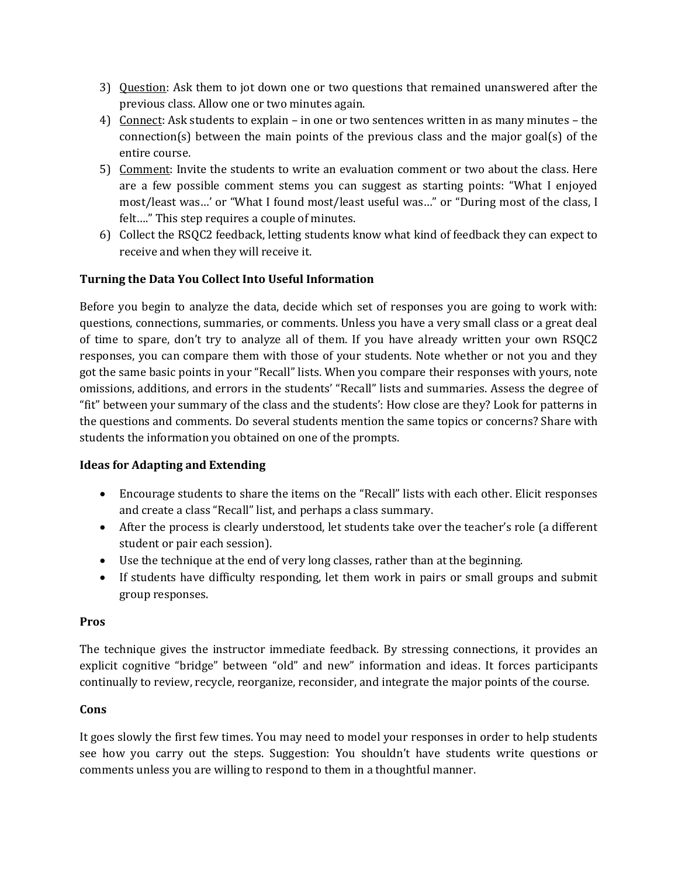3) Question: Ask them to jot down one or two questions that remained unanswered after the previous class. Allow one or two minutes again.
4) Connect: Ask students to explain – in one or two sentences written in as many minutes – the connection(s) between the main points of the previous class and the major goal(s) of the entire course.
5) Comment: Invite the students to write an evaluation comment or two about the class. Here are a few possible comment stems you can suggest as starting points: "What I enjoyed most/least was…' or "What I found most/least useful was…" or "During most of the class, I felt…." This step requires a couple of minutes.
6) Collect the RSQC2 feedback, letting students know what kind of feedback they can expect to receive and when they will receive it.

**Turning the Data You Collect Into Useful Information**

Before you begin to analyze the data, decide which set of responses you are going to work with: questions, connections, summaries, or comments. Unless you have a very small class or a great deal of time to spare, don't try to analyze all of them. If you have already written your own RSQC2 responses, you can compare them with those of your students. Note whether or not you and they got the same basic points in your "Recall" lists. When you compare their responses with yours, note omissions, additions, and errors in the students' "Recall" lists and summaries. Assess the degree of "fit" between your summary of the class and the students': How close are they? Look for patterns in the questions and comments. Do several students mention the same topics or concerns? Share with students the information you obtained on one of the prompts.

**Ideas for Adapting and Extending**

- Encourage students to share the items on the "Recall" lists with each other. Elicit responses and create a class "Recall" list, and perhaps a class summary.
- After the process is clearly understood, let students take over the teacher's role (a different student or pair each session).
- Use the technique at the end of very long classes, rather than at the beginning.
- If students have difficulty responding, let them work in pairs or small groups and submit group responses.

**Pros**

The technique gives the instructor immediate feedback. By stressing connections, it provides an explicit cognitive "bridge" between "old" and new" information and ideas. It forces participants continually to review, recycle, reorganize, reconsider, and integrate the major points of the course.

**Cons**

It goes slowly the first few times. You may need to model your responses in order to help students see how you carry out the steps. Suggestion: You shouldn't have students write questions or comments unless you are willing to respond to them in a thoughtful manner.